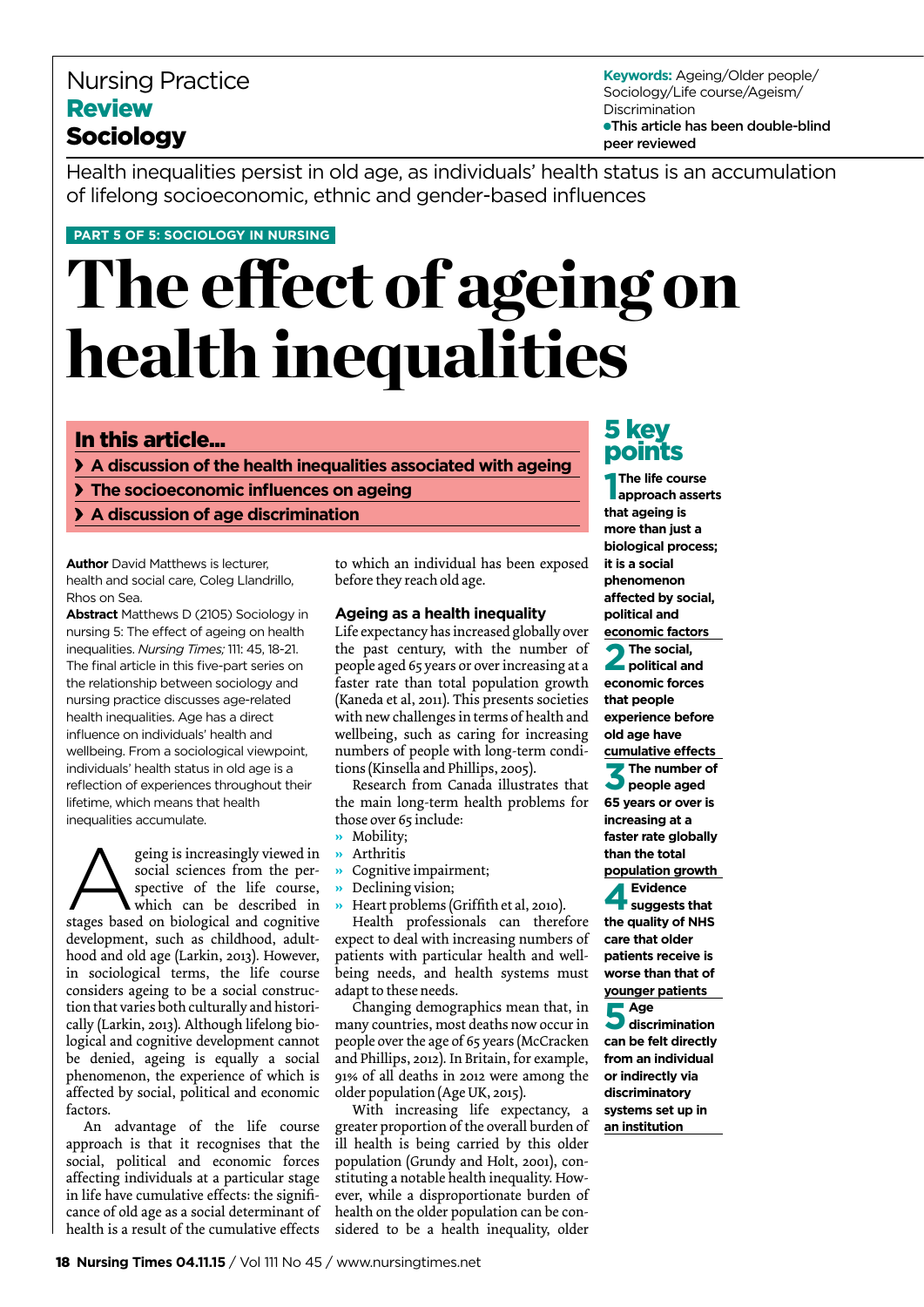Nursing Practice
**Review**
**Sociology**

**Keywords:** Ageing/Older people/Sociology/Life course/Ageism/Discrimination
●**This article has been double-blind peer reviewed**

Health inequalities persist in old age, as individuals' health status is an accumulation of lifelong socioeconomic, ethnic and gender-based influences

**PART 5 OF 5: SOCIOLOGY IN NURSING**

# The effect of ageing on health inequalities

## In this article...

- **A discussion of the health inequalities associated with ageing**
- **The socioeconomic influences on ageing**
- **A discussion of age discrimination**

**Author** David Matthews is lecturer, health and social care, Coleg Llandrillo, Rhos on Sea.

**Abstract** Matthews D (2105) Sociology in nursing 5: The effect of ageing on health inequalities. *Nursing Times;* 111: 45, 18-21.
The final article in this five-part series on the relationship between sociology and nursing practice discusses age-related health inequalities. Age has a direct influence on individuals' health and wellbeing. From a sociological viewpoint, individuals' health status in old age is a reflection of experiences throughout their lifetime, which means that health inequalities accumulate.

Ageing is increasingly viewed in social sciences from the perspective of the life course, which can be described in stages based on biological and cognitive development, such as childhood, adulthood and old age (Larkin, 2013). However, in sociological terms, the life course considers ageing to be a social construction that varies both culturally and historically (Larkin, 2013). Although lifelong biological and cognitive development cannot be denied, ageing is equally a social phenomenon, the experience of which is affected by social, political and economic factors.

An advantage of the life course approach is that it recognises that the social, political and economic forces affecting individuals at a particular stage in life have cumulative effects: the significance of old age as a social determinant of health is a result of the cumulative effects to which an individual has been exposed before they reach old age.

### Ageing as a health inequality

Life expectancy has increased globally over the past century, with the number of people aged 65 years or over increasing at a faster rate than total population growth (Kaneda et al, 2011). This presents societies with new challenges in terms of health and wellbeing, such as caring for increasing numbers of people with long-term conditions (Kinsella and Phillips, 2005).

Research from Canada illustrates that the main long-term health problems for those over 65 include:

- Mobility;
- Arthritis
- Cognitive impairment;
- Declining vision;
- Heart problems (Griffith et al, 2010).

Health professionals can therefore expect to deal with increasing numbers of patients with particular health and wellbeing needs, and health systems must adapt to these needs.

Changing demographics mean that, in many countries, most deaths now occur in people over the age of 65 years (McCracken and Phillips, 2012). In Britain, for example, 91% of all deaths in 2012 were among the older population (Age UK, 2015).

With increasing life expectancy, a greater proportion of the overall burden of ill health is being carried by this older population (Grundy and Holt, 2001), constituting a notable health inequality. However, while a disproportionate burden of health on the older population can be considered to be a health inequality, older

## 5 key points

**1** **The life course approach asserts that ageing is more than just a biological process; it is a social phenomenon affected by social, political and economic factors**

**2** **The social, political and economic forces that people experience before old age have cumulative effects**

**3** **The number of people aged 65 years or over is increasing at a faster rate globally than the total population growth**

**4** **Evidence suggests that the quality of NHS care that older patients receive is worse than that of younger patients**

**5** **Age discrimination can be felt directly from an individual or indirectly via discriminatory systems set up in an institution**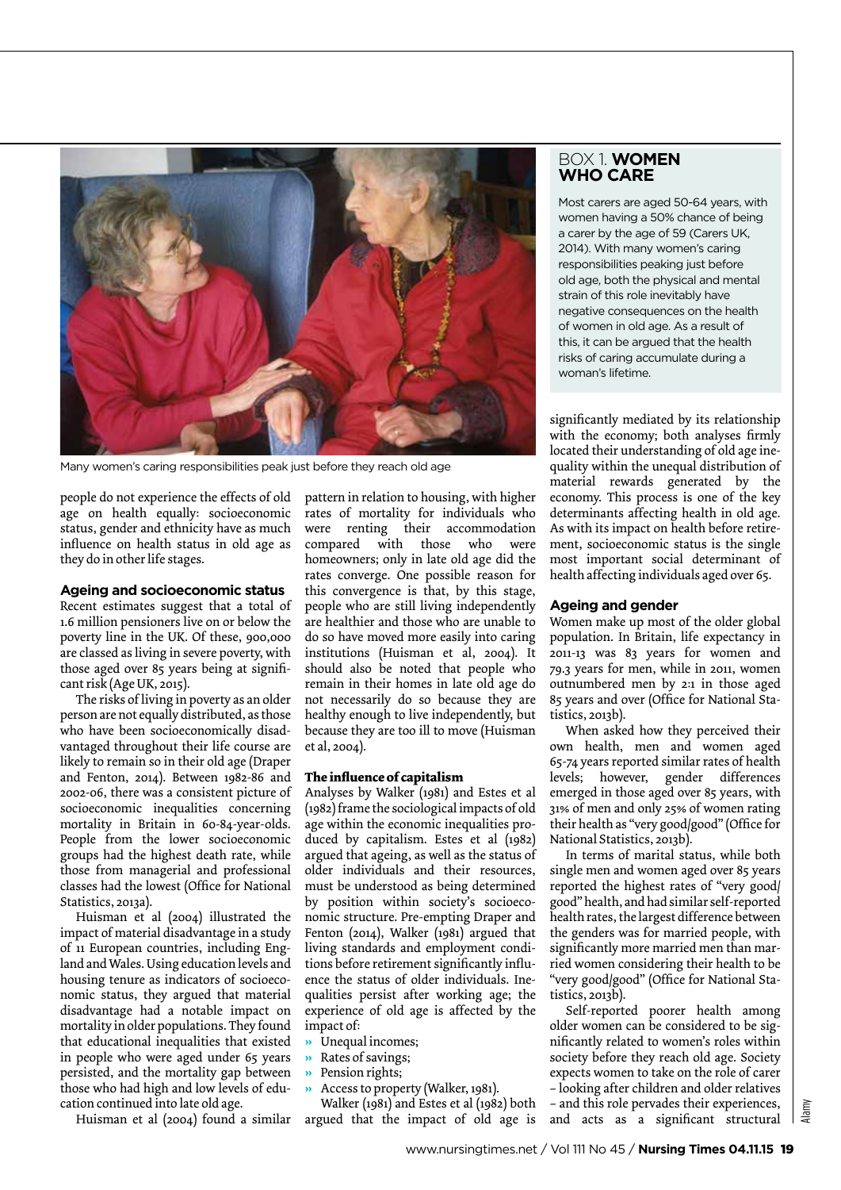Many women's caring responsibilities peak just before they reach old age

people do not experience the effects of old age on health equally: socioeconomic status, gender and ethnicity have as much influence on health status in old age as they do in other life stages.

### Ageing and socioeconomic status

Recent estimates suggest that a total of 1.6 million pensioners live on or below the poverty line in the UK. Of these, 900,000 are classed as living in severe poverty, with those aged over 85 years being at significant risk (Age UK, 2015).

The risks of living in poverty as an older person are not equally distributed, as those who have been socioeconomically disadvantaged throughout their life course are likely to remain so in their old age (Draper and Fenton, 2014). Between 1982-86 and 2002-06, there was a consistent picture of socioeconomic inequalities concerning mortality in Britain in 60-84-year-olds. People from the lower socioeconomic groups had the highest death rate, while those from managerial and professional classes had the lowest (Office for National Statistics, 2013a).

Huisman et al (2004) illustrated the impact of material disadvantage in a study of 11 European countries, including England and Wales. Using education levels and housing tenure as indicators of socioeconomic status, they argued that material disadvantage had a notable impact on mortality in older populations. They found that educational inequalities that existed in people who were aged under 65 years persisted, and the mortality gap between those who had high and low levels of education continued into late old age.

Huisman et al (2004) found a similar pattern in relation to housing, with higher rates of mortality for individuals who were renting their accommodation compared with those who were homeowners; only in late old age did the rates converge. One possible reason for this convergence is that, by this stage, people who are still living independently are healthier and those who are unable to do so have moved more easily into caring institutions (Huisman et al, 2004). It should also be noted that people who remain in their homes in late old age do not necessarily do so because they are healthy enough to live independently, but because they are too ill to move (Huisman et al, 2004).

### The influence of capitalism

Analyses by Walker (1981) and Estes et al (1982) frame the sociological impacts of old age within the economic inequalities produced by capitalism. Estes et al (1982) argued that ageing, as well as the status of older individuals and their resources, must be understood as being determined by position within society's socioeconomic structure. Pre-empting Draper and Fenton (2014), Walker (1981) argued that living standards and employment conditions before retirement significantly influence the status of older individuals. Inequalities persist after working age; the experience of old age is affected by the impact of:

- Unequal incomes;
- Rates of savings;
- Pension rights;
- Access to property (Walker, 1981).

Walker (1981) and Estes et al (1982) both argued that the impact of old age is significantly mediated by its relationship with the economy; both analyses firmly located their understanding of old age inequality within the unequal distribution of material rewards generated by the economy. This process is one of the key determinants affecting health in old age. As with its impact on health before retirement, socioeconomic status is the single most important social determinant of health affecting individuals aged over 65.

> **BOX 1. WOMEN WHO CARE**
>
> Most carers are aged 50-64 years, with women having a 50% chance of being a carer by the age of 59 (Carers UK, 2014). With many women's caring responsibilities peaking just before old age, both the physical and mental strain of this role inevitably have negative consequences on the health of women in old age. As a result of this, it can be argued that the health risks of caring accumulate during a woman's lifetime.

### Ageing and gender

Women make up most of the older global population. In Britain, life expectancy in 2011-13 was 83 years for women and 79.3 years for men, while in 2011, women outnumbered men by 2:1 in those aged 85 years and over (Office for National Statistics, 2013b).

When asked how they perceived their own health, men and women aged 65-74 years reported similar rates of health levels; however, gender differences emerged in those aged over 85 years, with 31% of men and only 25% of women rating their health as "very good/good" (Office for National Statistics, 2013b).

In terms of marital status, while both single men and women aged over 85 years reported the highest rates of "very good/good" health, and had similar self-reported health rates, the largest difference between the genders was for married people, with significantly more married men than married women considering their health to be "very good/good" (Office for National Statistics, 2013b).

Self-reported poorer health among older women can be considered to be significantly related to women's roles within society before they reach old age. Society expects women to take on the role of carer – looking after children and older relatives – and this role pervades their experiences, and acts as a significant structural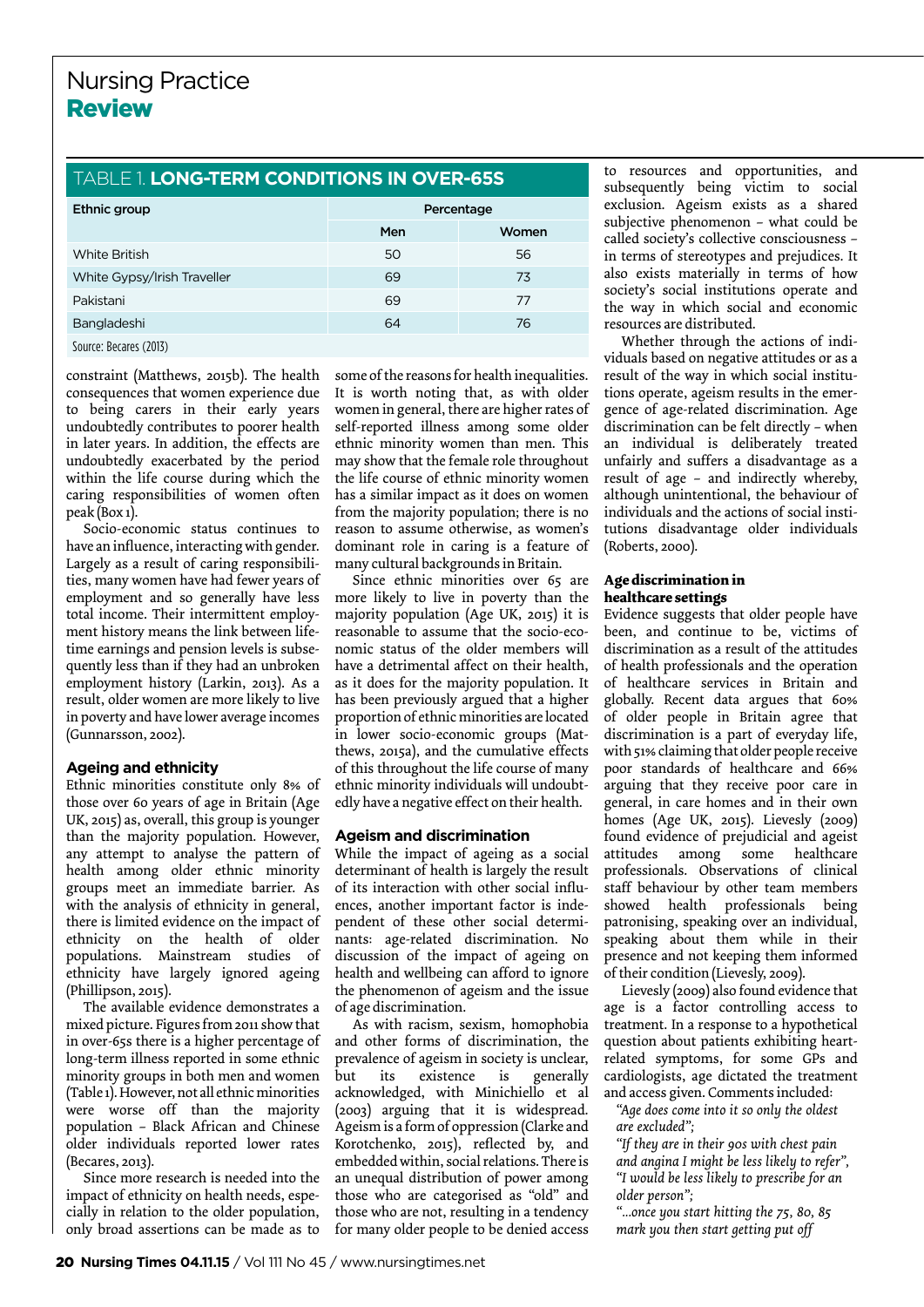### TABLE 1. LONG-TERM CONDITIONS IN OVER-65S

| Ethnic group | Percentage | |
|---|---|---|
| | Men | Women |
| White British | 50 | 56 |
| White Gypsy/Irish Traveller | 69 | 73 |
| Pakistani | 69 | 77 |
| Bangladeshi | 64 | 76 |

Source: Becares (2013)

constraint (Matthews, 2015b). The health consequences that women experience due to being carers in their early years undoubtedly contributes to poorer health in later years. In addition, the effects are undoubtedly exacerbated by the period within the life course during which the caring responsibilities of women often peak (Box 1).

Socio-economic status continues to have an influence, interacting with gender. Largely as a result of caring responsibilities, many women have had fewer years of employment and so generally have less total income. Their intermittent employment history means the link between lifetime earnings and pension levels is subsequently less than if they had an unbroken employment history (Larkin, 2013). As a result, older women are more likely to live in poverty and have lower average incomes (Gunnarsson, 2002).

#### Ageing and ethnicity

Ethnic minorities constitute only 8% of those over 60 years of age in Britain (Age UK, 2015) as, overall, this group is younger than the majority population. However, any attempt to analyse the pattern of health among older ethnic minority groups meet an immediate barrier. As with the analysis of ethnicity in general, there is limited evidence on the impact of ethnicity on the health of older populations. Mainstream studies of ethnicity have largely ignored ageing (Phillipson, 2015).

The available evidence demonstrates a mixed picture. Figures from 2011 show that in over-65s there is a higher percentage of long-term illness reported in some ethnic minority groups in both men and women (Table 1). However, not all ethnic minorities were worse off than the majority population – Black African and Chinese older individuals reported lower rates (Becares, 2013).

Since more research is needed into the impact of ethnicity on health needs, especially in relation to the older population, only broad assertions can be made as to some of the reasons for health inequalities. It is worth noting that, as with older women in general, there are higher rates of self-reported illness among some older ethnic minority women than men. This may show that the female role throughout the life course of ethnic minority women has a similar impact as it does on women from the majority population; there is no reason to assume otherwise, as women's dominant role in caring is a feature of many cultural backgrounds in Britain.

Since ethnic minorities over 65 are more likely to live in poverty than the majority population (Age UK, 2015) it is reasonable to assume that the socio-economic status of the older members will have a detrimental affect on their health, as it does for the majority population. It has been previously argued that a higher proportion of ethnic minorities are located in lower socio-economic groups (Matthews, 2015a), and the cumulative effects of this throughout the life course of many ethnic minority individuals will undoubtedly have a negative effect on their health.

#### Ageism and discrimination

While the impact of ageing as a social determinant of health is largely the result of its interaction with other social influences, another important factor is independent of these other social determinants: age-related discrimination. No discussion of the impact of ageing on health and wellbeing can afford to ignore the phenomenon of ageism and the issue of age discrimination.

As with racism, sexism, homophobia and other forms of discrimination, the prevalence of ageism in society is unclear, but its existence is generally acknowledged, with Minichiello et al (2003) arguing that it is widespread. Ageism is a form of oppression (Clarke and Korotchenko, 2015), reflected by, and embedded within, social relations. There is an unequal distribution of power among those who are categorised as "old" and those who are not, resulting in a tendency for many older people to be denied access to resources and opportunities, and subsequently being victim to social exclusion. Ageism exists as a shared subjective phenomenon – what could be called society's collective consciousness – in terms of stereotypes and prejudices. It also exists materially in terms of how society's social institutions operate and the way in which social and economic resources are distributed.

Whether through the actions of individuals based on negative attitudes or as a result of the way in which social institutions operate, ageism results in the emergence of age-related discrimination. Age discrimination can be felt directly – when an individual is deliberately treated unfairly and suffers a disadvantage as a result of age – and indirectly whereby, although unintentional, the behaviour of individuals and the actions of social institutions disadvantage older individuals (Roberts, 2000).

#### Age discrimination in healthcare settings

Evidence suggests that older people have been, and continue to be, victims of discrimination as a result of the attitudes of health professionals and the operation of healthcare services in Britain and globally. Recent data argues that 60% of older people in Britain agree that discrimination is a part of everyday life, with 51% claiming that older people receive poor standards of healthcare and 66% arguing that they receive poor care in general, in care homes and in their own homes (Age UK, 2015). Lievesly (2009) found evidence of prejudicial and ageist attitudes among some healthcare professionals. Observations of clinical staff behaviour by other team members showed health professionals being patronising, speaking over an individual, speaking about them while in their presence and not keeping them informed of their condition (Lievesly, 2009).

Lievesly (2009) also found evidence that age is a factor controlling access to treatment. In a response to a hypothetical question about patients exhibiting heart-related symptoms, for some GPs and cardiologists, age dictated the treatment and access given. Comments included:

*"Age does come into it so only the oldest are excluded";*

*"If they are in their 90s with chest pain and angina I might be less likely to refer", "I would be less likely to prescribe for an older person";*

*"...once you start hitting the 75, 80, 85 mark you then start getting put off*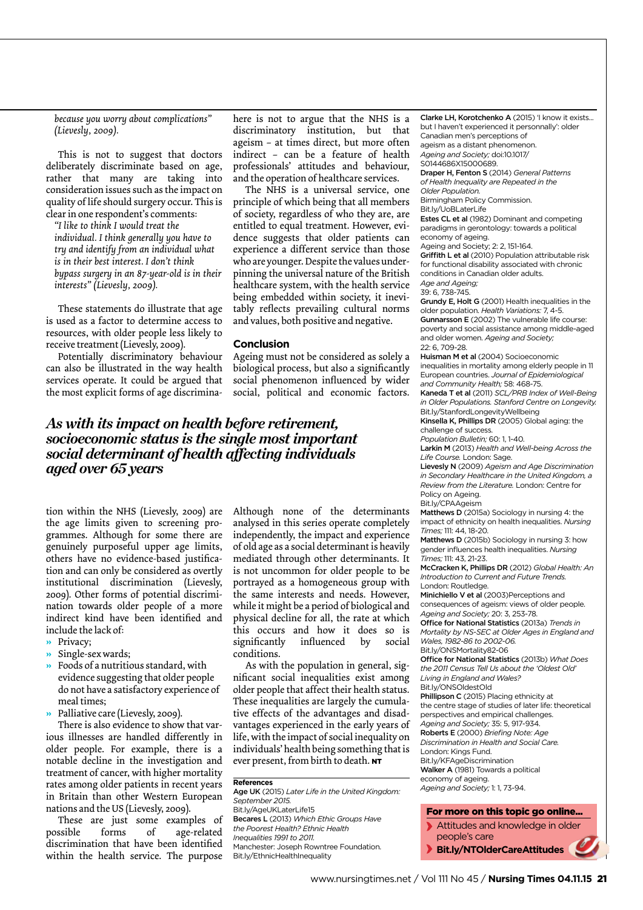*because you worry about complications" (Lievesly, 2009).*

This is not to suggest that doctors deliberately discriminate based on age, rather that many are taking into consideration issues such as the impact on quality of life should surgery occur. This is clear in one respondent's comments:

*"I like to think I would treat the individual. I think generally you have to try and identify from an individual what is in their best interest. I don't think bypass surgery in an 87-year-old is in their interests" (Lievesly, 2009).*

These statements do illustrate that age is used as a factor to determine access to resources, with older people less likely to receive treatment (Lievesly, 2009).

Potentially discriminatory behaviour can also be illustrated in the way health services operate. It could be argued that the most explicit forms of age discrimination within the NHS (Lievesly, 2009) are the age limits given to screening programmes. Although for some there are genuinely purposeful upper age limits, others have no evidence-based justification and can only be considered as overtly institutional discrimination (Lievesly, 2009). Other forms of potential discrimination towards older people of a more indirect kind have been identified and include the lack of:

- Privacy;
- Single-sex wards;
- Foods of a nutritious standard, with evidence suggesting that older people do not have a satisfactory experience of meal times;
- Palliative care (Lievesly, 2009).

There is also evidence to show that various illnesses are handled differently in older people. For example, there is a notable decline in the investigation and treatment of cancer, with higher mortality rates among older patients in recent years in Britain than other Western European nations and the US (Lievesly, 2009).

These are just some examples of possible forms of age-related discrimination that have been identified within the health service. The purpose here is not to argue that the NHS is a discriminatory institution, but that ageism – at times direct, but more often indirect – can be a feature of health professionals' attitudes and behaviour, and the operation of healthcare services.

The NHS is a universal service, one principle of which being that all members of society, regardless of who they are, are entitled to equal treatment. However, evidence suggests that older patients can experience a different service than those who are younger. Despite the values underpinning the universal nature of the British healthcare system, with the health service being embedded within society, it inevitably reflects prevailing cultural norms and values, both positive and negative.

## Conclusion

Ageing must not be considered as solely a biological process, but also a significantly social phenomenon influenced by wider social, political and economic factors. Although none of the determinants analysed in this series operate completely independently, the impact and experience of old age as a social determinant is heavily mediated through other determinants. It is not uncommon for older people to be portrayed as a homogeneous group with the same interests and needs. However, while it might be a period of biological and physical decline for all, the rate at which this occurs and how it does so is significantly influenced by social conditions.

As with the population in general, significant social inequalities exist among older people that affect their health status. These inequalities are largely the cumulative effects of the advantages and disadvantages experienced in the early years of life, with the impact of social inequality on individuals' health being something that is ever present, from birth to death. **NT**

***As with its impact on health before retirement, socioeconomic status is the single most important social determinant of health affecting individuals aged over 65 years***

### References

**Age UK** (2015) *Later Life in the United Kingdom: September 2015.* Bit.ly/AgeUKLaterLife15

**Becares L** (2013) *Which Ethic Groups Have the Poorest Health? Ethnic Health Inequalities 1991 to 2011.* Manchester: Joseph Rowntree Foundation. Bit.ly/EthnicHealthInequality

**Clarke LH, Korotchenko A** (2015) 'I know it exists... but I haven't experienced it personnally': older Canadian men's perceptions of ageism as a distant phenomenon. *Ageing and Society;* doi:10.1017/S0144686X15000689.

**Draper H, Fenton S** (2014) *General Patterns of Health Inequality are Repeated in the Older Population.* Birmingham Policy Commission. Bit.ly/UoBLaterLife

**Estes CL et al** (1982) Dominant and competing paradigms in gerontology: towards a political economy of ageing. Ageing and Society; 2: 2, 151-164.

**Griffith L et al** (2010) Population attributable risk for functional disability associated with chronic conditions in Canadian older adults. *Age and Ageing;* 39: 6, 738-745.

**Grundy E, Holt G** (2001) Health inequalities in the older population. *Health Variations:* 7, 4-5.

**Gunnarsson E** (2002) The vulnerable life course: poverty and social assistance among middle-aged and older women. *Ageing and Society;* 22: 6, 709-28.

**Huisman M et al** (2004) Socioeconomic inequalities in mortality among elderly people in 11 European countries. *Journal of Epidemiological and Community Health;* 58: 468-75.

**Kaneda T et al** (2011) *SCL/PRB Index of Well-Being in Older Populations. Stanford Centre on Longevity.* Bit.ly/StanfordLongevityWellbeing

**Kinsella K, Phillips DR** (2005) Global aging: the challenge of success. *Population Bulletin;* 60: 1, 1-40.

**Larkin M** (2013) *Health and Well-being Across the Life Course.* London: Sage.

**Lievesly N** (2009) *Ageism and Age Discrimination in Secondary Healthcare in the United Kingdom, a Review from the Literature.* London: Centre for Policy on Ageing. Bit.ly/CPAAgeism

**Matthews D** (2015a) Sociology in nursing 4: the impact of ethnicity on health inequalities. *Nursing Times;* 111: 44, 18-20.

**Matthews D** (2015b) Sociology in nursing 3: how gender influences health inequalities. *Nursing Times;* 111: 43, 21-23.

**McCracken K, Phillips DR** (2012) *Global Health: An Introduction to Current and Future Trends.* London: Routledge.

**Minichiello V et al** (2003)Perceptions and consequences of ageism: views of older people. *Ageing and Society;* 20: 3, 253-78.

**Office for National Statistics** (2013a) *Trends in Mortality by NS-SEC at Older Ages in England and Wales, 1982-86 to 2002-06.* Bit.ly/ONSMortality82-06

**Office for National Statistics** (2013b) *What Does the 2011 Census Tell Us about the 'Oldest Old' Living in England and Wales?* Bit.ly/ONSOldestOld

**Phillipson C** (2015) Placing ethnicity at the centre stage of studies of later life: theoretical perspectives and empirical challenges. *Ageing and Society;* 35: 5, 917-934.

**Roberts E** (2000) *Briefing Note: Age Discrimination in Health and Social Care.* London: Kings Fund. Bit.ly/KFAgeDiscrimination

**Walker A** (1981) Towards a political economy of ageing. *Ageing and Society;* 1: 1, 73-94.

**For more on this topic go online...**

- Attitudes and knowledge in older people's care
- **Bit.ly/NTOlderCareAttitudes**